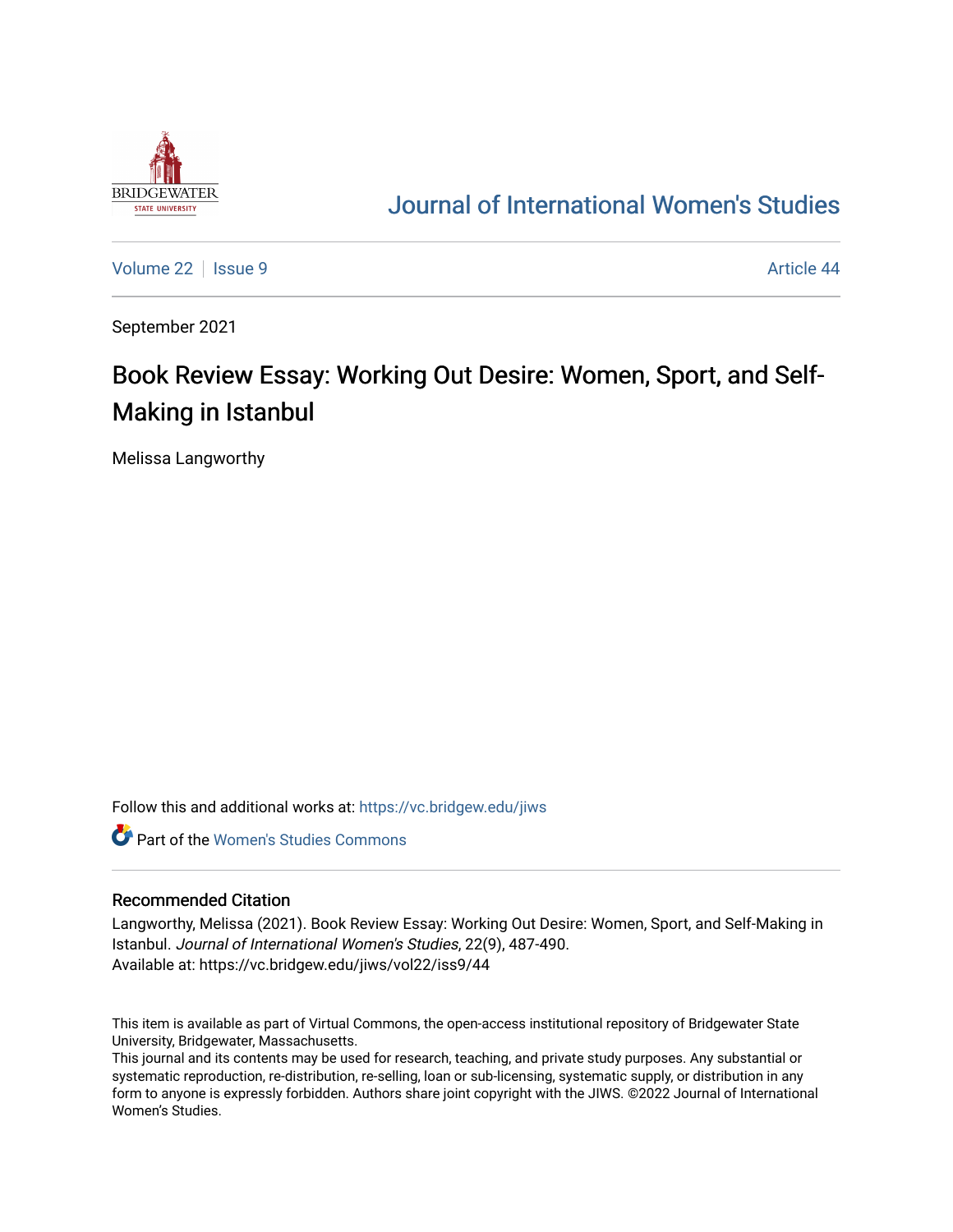# Journal of International Women's Studies

Volume 22 | Issue 9 | Article 44

September 2021

## Book Review Essay: Working Out Desire: Women, Sport, and Self-Making in Istanbul

Melissa Langworthy

Follow this and additional works at: https://vc.bridgew.edu/jiws

Part of the Women's Studies Commons

### Recommended Citation

Langworthy, Melissa (2021). Book Review Essay: Working Out Desire: Women, Sport, and Self-Making in Istanbul. *Journal of International Women's Studies*, 22(9), 487-490.
Available at: https://vc.bridgew.edu/jiws/vol22/iss9/44

This item is available as part of Virtual Commons, the open-access institutional repository of Bridgewater State University, Bridgewater, Massachusetts.
This journal and its contents may be used for research, teaching, and private study purposes. Any substantial or systematic reproduction, re-distribution, re-selling, loan or sub-licensing, systematic supply, or distribution in any form to anyone is expressly forbidden. Authors share joint copyright with the JIWS. ©2022 Journal of International Women's Studies.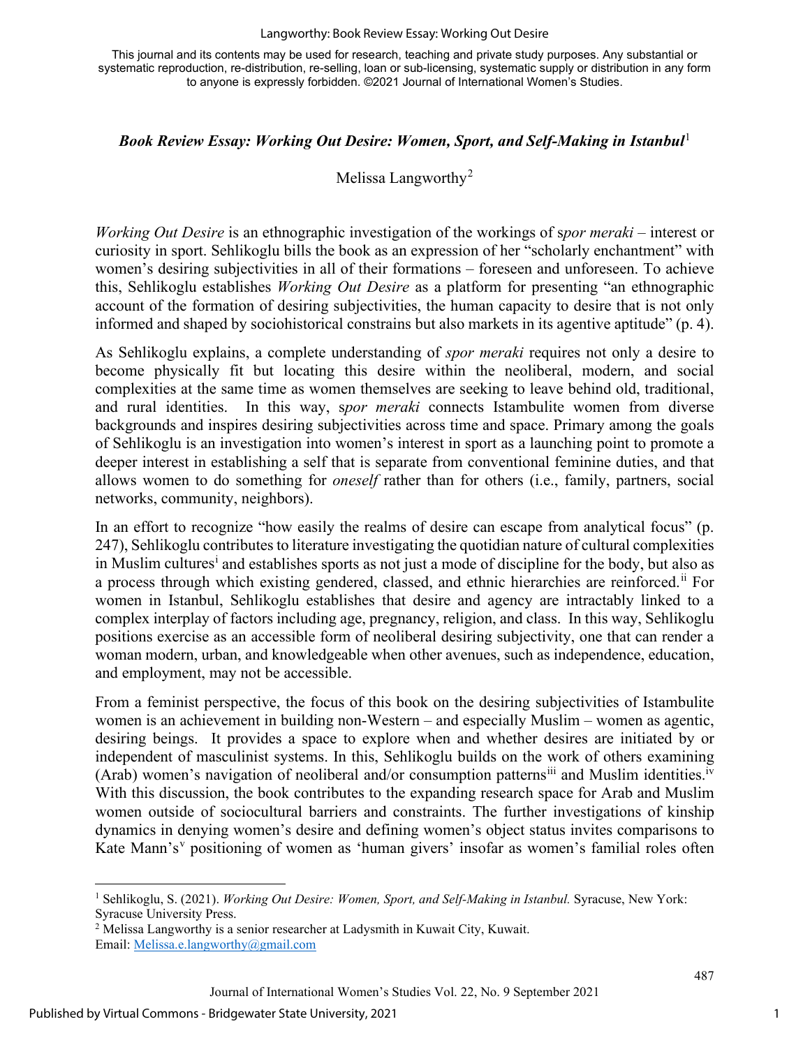*Book Review Essay: Working Out Desire: Women, Sport, and Self-Making in Istanbul*[1]

Melissa Langworthy[2]

*Working Out Desire* is an ethnographic investigation of the workings of s*por meraki* – interest or curiosity in sport. Sehlikoglu bills the book as an expression of her "scholarly enchantment" with women's desiring subjectivities in all of their formations – foreseen and unforeseen. To achieve this, Sehlikoglu establishes *Working Out Desire* as a platform for presenting "an ethnographic account of the formation of desiring subjectivities, the human capacity to desire that is not only informed and shaped by sociohistorical constrains but also markets in its agentive aptitude" (p. 4).

As Sehlikoglu explains, a complete understanding of *spor meraki* requires not only a desire to become physically fit but locating this desire within the neoliberal, modern, and social complexities at the same time as women themselves are seeking to leave behind old, traditional, and rural identities. In this way, s*por meraki* connects Istambulite women from diverse backgrounds and inspires desiring subjectivities across time and space. Primary among the goals of Sehlikoglu is an investigation into women's interest in sport as a launching point to promote a deeper interest in establishing a self that is separate from conventional feminine duties, and that allows women to do something for *oneself* rather than for others (i.e., family, partners, social networks, community, neighbors).

In an effort to recognize "how easily the realms of desire can escape from analytical focus" (p. 247), Sehlikoglu contributes to literature investigating the quotidian nature of cultural complexities in Muslim cultures[i] and establishes sports as not just a mode of discipline for the body, but also as a process through which existing gendered, classed, and ethnic hierarchies are reinforced.[ii] For women in Istanbul, Sehlikoglu establishes that desire and agency are intractably linked to a complex interplay of factors including age, pregnancy, religion, and class. In this way, Sehlikoglu positions exercise as an accessible form of neoliberal desiring subjectivity, one that can render a woman modern, urban, and knowledgeable when other avenues, such as independence, education, and employment, may not be accessible.

From a feminist perspective, the focus of this book on the desiring subjectivities of Istambulite women is an achievement in building non-Western – and especially Muslim – women as agentic, desiring beings. It provides a space to explore when and whether desires are initiated by or independent of masculinist systems. In this, Sehlikoglu builds on the work of others examining (Arab) women's navigation of neoliberal and/or consumption patterns[iii] and Muslim identities.[iv] With this discussion, the book contributes to the expanding research space for Arab and Muslim women outside of sociocultural barriers and constraints. The further investigations of kinship dynamics in denying women's desire and defining women's object status invites comparisons to Kate Mann's[v] positioning of women as 'human givers' insofar as women's familial roles often

---

[1] Sehlikoglu, S. (2021). *Working Out Desire: Women, Sport, and Self-Making in Istanbul.* Syracuse, New York: Syracuse University Press.

[2] Melissa Langworthy is a senior researcher at Ladysmith in Kuwait City, Kuwait. Email: Melissa.e.langworthy@gmail.com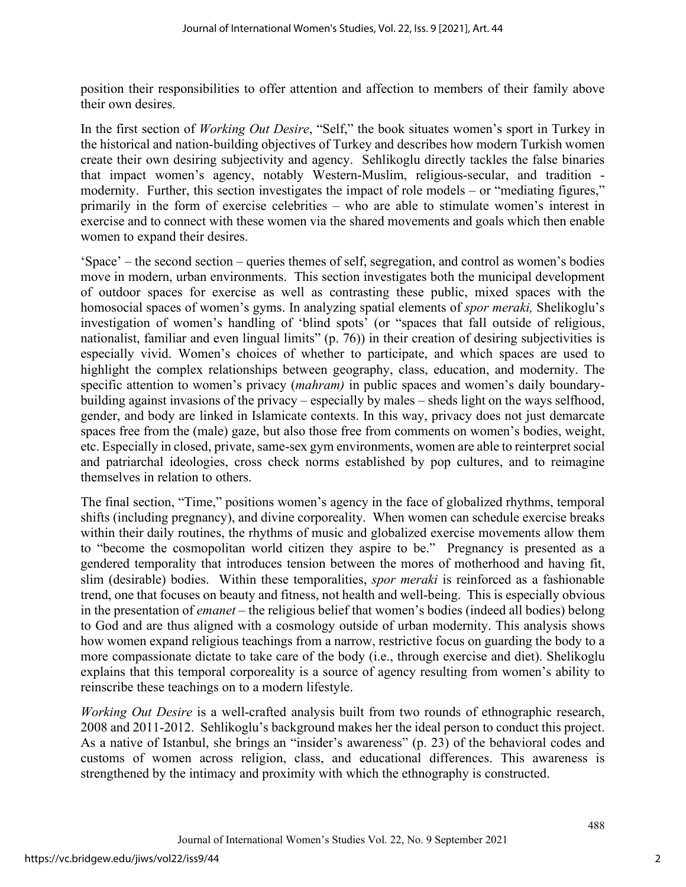position their responsibilities to offer attention and affection to members of their family above their own desires.

In the first section of *Working Out Desire*, "Self," the book situates women's sport in Turkey in the historical and nation-building objectives of Turkey and describes how modern Turkish women create their own desiring subjectivity and agency. Sehlikoglu directly tackles the false binaries that impact women's agency, notably Western-Muslim, religious-secular, and tradition - modernity. Further, this section investigates the impact of role models – or "mediating figures," primarily in the form of exercise celebrities – who are able to stimulate women's interest in exercise and to connect with these women via the shared movements and goals which then enable women to expand their desires.

'Space' – the second section – queries themes of self, segregation, and control as women's bodies move in modern, urban environments. This section investigates both the municipal development of outdoor spaces for exercise as well as contrasting these public, mixed spaces with the homosocial spaces of women's gyms. In analyzing spatial elements of *spor meraki,* Shelikoglu's investigation of women's handling of 'blind spots' (or "spaces that fall outside of religious, nationalist, familiar and even lingual limits" (p. 76)) in their creation of desiring subjectivities is especially vivid. Women's choices of whether to participate, and which spaces are used to highlight the complex relationships between geography, class, education, and modernity. The specific attention to women's privacy (*mahram)* in public spaces and women's daily boundary-building against invasions of the privacy – especially by males – sheds light on the ways selfhood, gender, and body are linked in Islamicate contexts. In this way, privacy does not just demarcate spaces free from the (male) gaze, but also those free from comments on women's bodies, weight, etc. Especially in closed, private, same-sex gym environments, women are able to reinterpret social and patriarchal ideologies, cross check norms established by pop cultures, and to reimagine themselves in relation to others.

The final section, "Time," positions women's agency in the face of globalized rhythms, temporal shifts (including pregnancy), and divine corporeality. When women can schedule exercise breaks within their daily routines, the rhythms of music and globalized exercise movements allow them to "become the cosmopolitan world citizen they aspire to be." Pregnancy is presented as a gendered temporality that introduces tension between the mores of motherhood and having fit, slim (desirable) bodies. Within these temporalities, *spor meraki* is reinforced as a fashionable trend, one that focuses on beauty and fitness, not health and well-being. This is especially obvious in the presentation of *emanet* – the religious belief that women's bodies (indeed all bodies) belong to God and are thus aligned with a cosmology outside of urban modernity. This analysis shows how women expand religious teachings from a narrow, restrictive focus on guarding the body to a more compassionate dictate to take care of the body (i.e., through exercise and diet). Shelikoglu explains that this temporal corporeality is a source of agency resulting from women's ability to reinscribe these teachings on to a modern lifestyle.

*Working Out Desire* is a well-crafted analysis built from two rounds of ethnographic research, 2008 and 2011-2012. Sehlikoglu's background makes her the ideal person to conduct this project. As a native of Istanbul, she brings an "insider's awareness" (p. 23) of the behavioral codes and customs of women across religion, class, and educational differences. This awareness is strengthened by the intimacy and proximity with which the ethnography is constructed.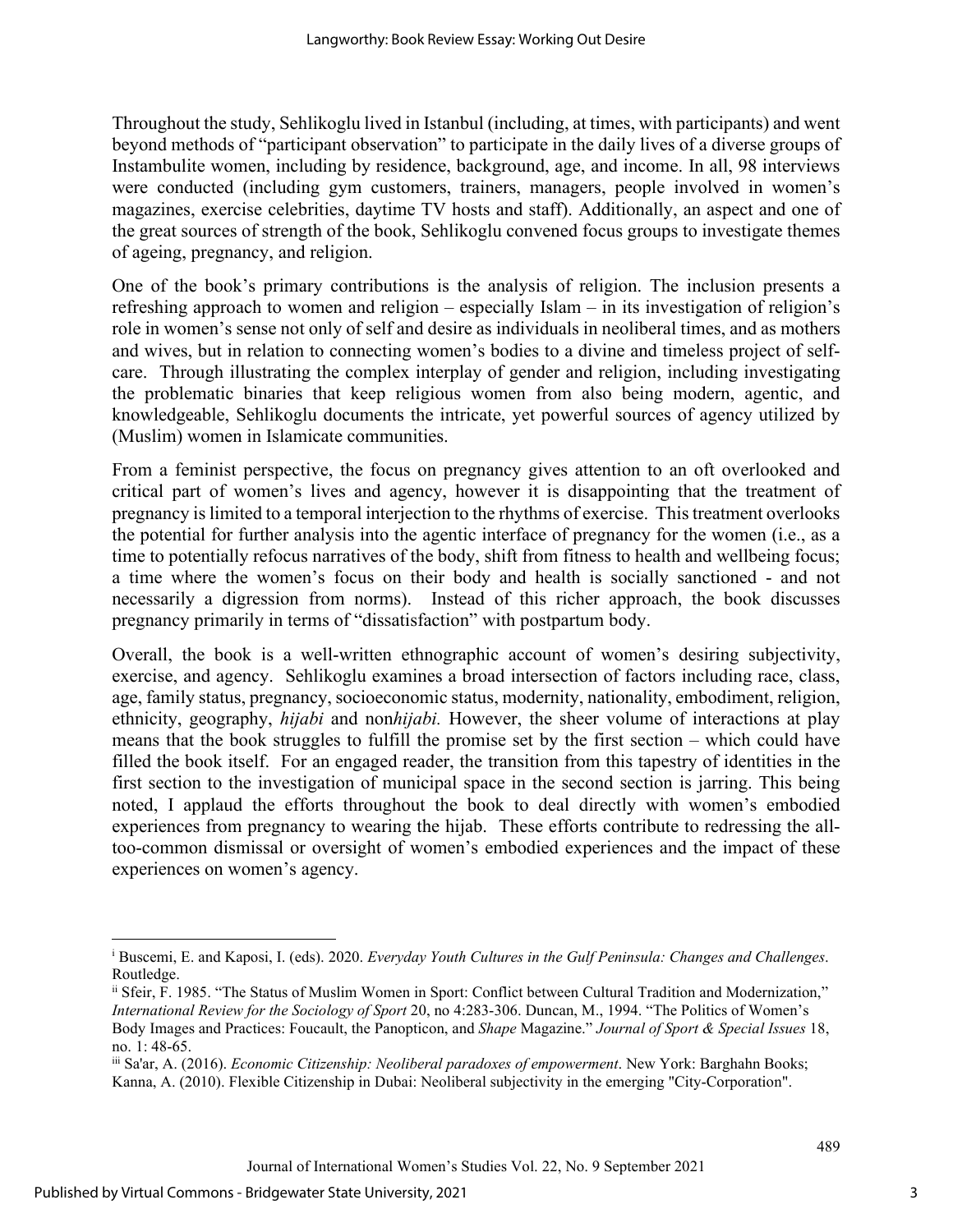Throughout the study, Sehlikoglu lived in Istanbul (including, at times, with participants) and went beyond methods of "participant observation" to participate in the daily lives of a diverse groups of Instambulite women, including by residence, background, age, and income. In all, 98 interviews were conducted (including gym customers, trainers, managers, people involved in women's magazines, exercise celebrities, daytime TV hosts and staff). Additionally, an aspect and one of the great sources of strength of the book, Sehlikoglu convened focus groups to investigate themes of ageing, pregnancy, and religion.

One of the book's primary contributions is the analysis of religion. The inclusion presents a refreshing approach to women and religion – especially Islam – in its investigation of religion's role in women's sense not only of self and desire as individuals in neoliberal times, and as mothers and wives, but in relation to connecting women's bodies to a divine and timeless project of self-care. Through illustrating the complex interplay of gender and religion, including investigating the problematic binaries that keep religious women from also being modern, agentic, and knowledgeable, Sehlikoglu documents the intricate, yet powerful sources of agency utilized by (Muslim) women in Islamicate communities.

From a feminist perspective, the focus on pregnancy gives attention to an oft overlooked and critical part of women's lives and agency, however it is disappointing that the treatment of pregnancy is limited to a temporal interjection to the rhythms of exercise. This treatment overlooks the potential for further analysis into the agentic interface of pregnancy for the women (i.e., as a time to potentially refocus narratives of the body, shift from fitness to health and wellbeing focus; a time where the women's focus on their body and health is socially sanctioned - and not necessarily a digression from norms). Instead of this richer approach, the book discusses pregnancy primarily in terms of "dissatisfaction" with postpartum body.

Overall, the book is a well-written ethnographic account of women's desiring subjectivity, exercise, and agency. Sehlikoglu examines a broad intersection of factors including race, class, age, family status, pregnancy, socioeconomic status, modernity, nationality, embodiment, religion, ethnicity, geography, *hijabi* and non*hijabi.* However, the sheer volume of interactions at play means that the book struggles to fulfill the promise set by the first section – which could have filled the book itself. For an engaged reader, the transition from this tapestry of identities in the first section to the investigation of municipal space in the second section is jarring. This being noted, I applaud the efforts throughout the book to deal directly with women's embodied experiences from pregnancy to wearing the hijab. These efforts contribute to redressing the all-too-common dismissal or oversight of women's embodied experiences and the impact of these experiences on women's agency.

---

[i] Buscemi, E. and Kaposi, I. (eds). 2020. *Everyday Youth Cultures in the Gulf Peninsula: Changes and Challenges*. Routledge.

[ii] Sfeir, F. 1985. "The Status of Muslim Women in Sport: Conflict between Cultural Tradition and Modernization," *International Review for the Sociology of Sport* 20, no 4:283-306. Duncan, M., 1994. "The Politics of Women's Body Images and Practices: Foucault, the Panopticon, and *Shape* Magazine." *Journal of Sport & Special Issues* 18, no. 1: 48-65.

[iii] Sa'ar, A. (2016). *Economic Citizenship: Neoliberal paradoxes of empowerment*. New York: Barghahn Books; Kanna, A. (2010). Flexible Citizenship in Dubai: Neoliberal subjectivity in the emerging "City-Corporation".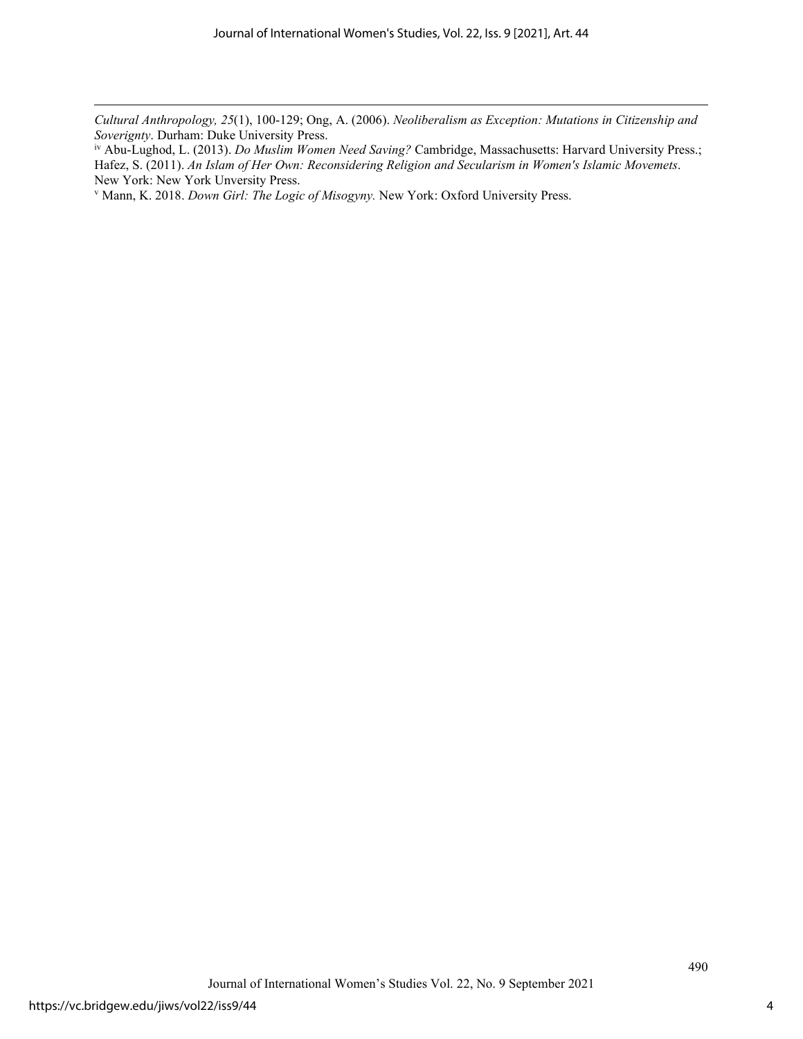*Cultural Anthropology, 25*(1), 100-129; Ong, A. (2006). *Neoliberalism as Exception: Mutations in Citizenship and Soverignty*. Durham: Duke University Press.

[iv] Abu-Lughod, L. (2013). *Do Muslim Women Need Saving?* Cambridge, Massachusetts: Harvard University Press.; Hafez, S. (2011). *An Islam of Her Own: Reconsidering Religion and Secularism in Women's Islamic Movemets*. New York: New York Unversity Press.

[v] Mann, K. 2018. *Down Girl: The Logic of Misogyny.* New York: Oxford University Press.